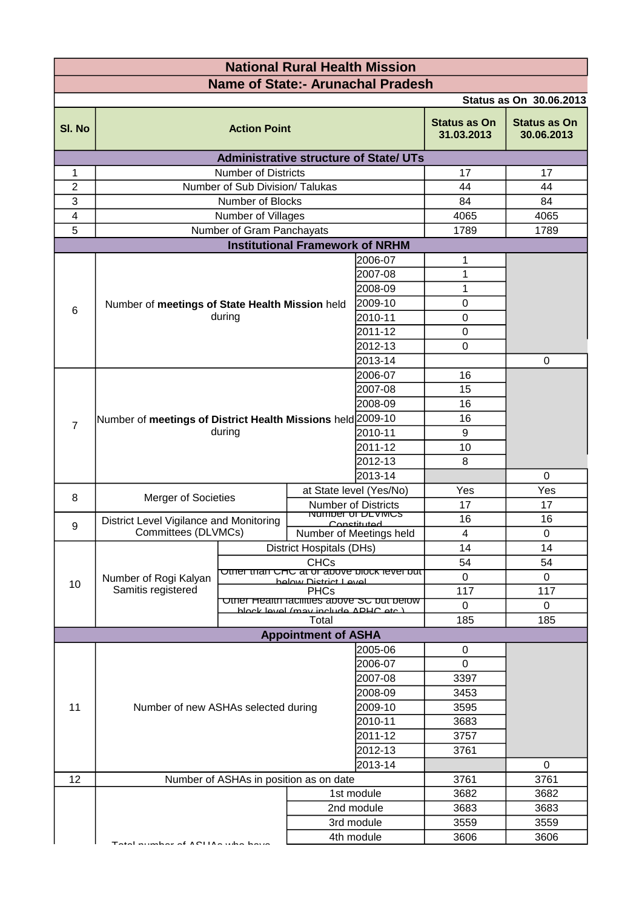# National Rural Health Mission

## Name of State:- Arunachal Pradesh

**Status as On 30.06.2013**

| Sl. No | Action Point | | | Status as On 31.03.2013 | Status as On 30.06.2013 |
|---|---|---|---|---|---|
| **Administrative structure of State/ UTs** | | | | | |
| 1 | Number of Districts | | | 17 | 17 |
| 2 | Number of Sub Division/ Talukas | | | 44 | 44 |
| 3 | Number of Blocks | | | 84 | 84 |
| 4 | Number of Villages | | | 4065 | 4065 |
| 5 | Number of Gram Panchayats | | | 1789 | 1789 |
| **Institutional Framework of NRHM** | | | | | |
| 6 | Number of **meetings of State Health Mission** held during | | 2006-07 | 1 | |
| | | | 2007-08 | 1 | |
| | | | 2008-09 | 1 | |
| | | | 2009-10 | 0 | |
| | | | 2010-11 | 0 | |
| | | | 2011-12 | 0 | |
| | | | 2012-13 | 0 | |
| | | | 2013-14 | | 0 |
| 7 | Number of **meetings of District Health Missions** held during | | 2006-07 | 16 | |
| | | | 2007-08 | 15 | |
| | | | 2008-09 | 16 | |
| | | | 2009-10 | 16 | |
| | | | 2010-11 | 9 | |
| | | | 2011-12 | 10 | |
| | | | 2012-13 | 8 | |
| | | | 2013-14 | | 0 |
| 8 | Merger of Societies | at State level (Yes/No) | | Yes | Yes |
| | | Number of Districts | | 17 | 17 |
| 9 | District Level Vigilance and Monitoring Committees (DLVMCs) | Number of DLVMCs Constituted | | 16 | 16 |
| | | Number of Meetings held | | 4 | 0 |
| 10 | Number of Rogi Kalyan Samitis registered | District Hospitals (DHs) | | 14 | 14 |
| | | CHCs | | 54 | 54 |
| | | Other than CHC at or above block level but below District Level | | 0 | 0 |
| | | PHCs | | 117 | 117 |
| | | Other Health facilities above SC but below block level (may include APHC etc.) | | 0 | 0 |
| | | Total | | 185 | 185 |
| **Appointment of ASHA** | | | | | |
| 11 | Number of new ASHAs selected during | | 2005-06 | 0 | |
| | | | 2006-07 | 0 | |
| | | | 2007-08 | 3397 | |
| | | | 2008-09 | 3453 | |
| | | | 2009-10 | 3595 | |
| | | | 2010-11 | 3683 | |
| | | | 2011-12 | 3757 | |
| | | | 2012-13 | 3761 | |
| | | | 2013-14 | | 0 |
| 12 | Number of ASHAs in position as on date | | | 3761 | 3761 |
| | Total number of ASHAs who have | 1st module | | 3682 | 3682 |
| | | 2nd module | | 3683 | 3683 |
| | | 3rd module | | 3559 | 3559 |
| | | 4th module | | 3606 | 3606 |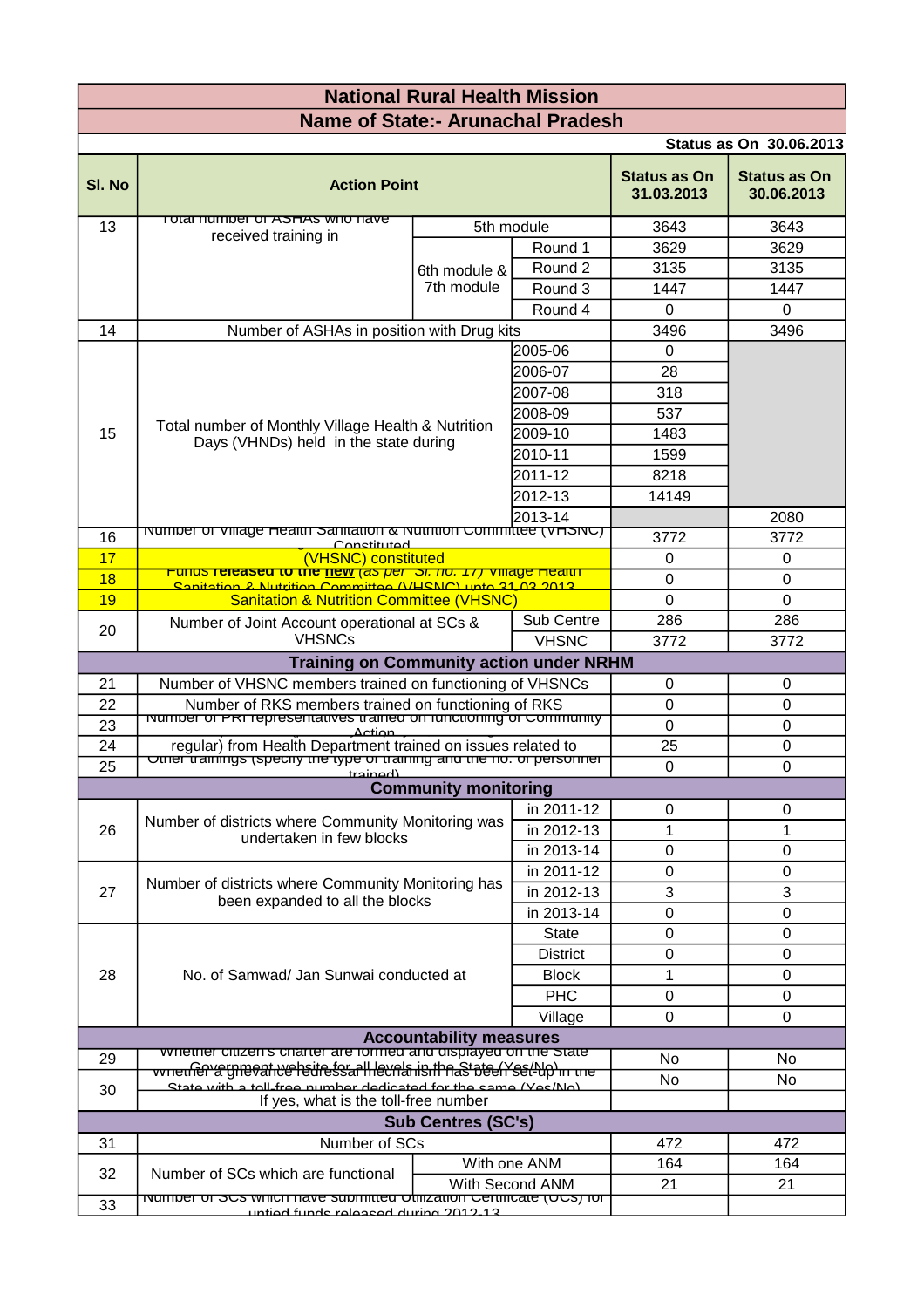# National Rural Health Mission

## Name of State:- Arunachal Pradesh

**Status as On 30.06.2013**

| Sl. No | Action Point | | | Status as On 31.03.2013 | Status as On 30.06.2013 |
|---|---|---|---|---|---|
| 13 | Total number of ASHAs who have received training in | 5th module | | 3643 | 3643 |
| | | 6th module & 7th module | Round 1 | 3629 | 3629 |
| | | | Round 2 | 3135 | 3135 |
| | | | Round 3 | 1447 | 1447 |
| | | | Round 4 | 0 | 0 |
| 14 | Number of ASHAs in position with Drug kits | | | 3496 | 3496 |
| 15 | Total number of Monthly Village Health & Nutrition Days (VHNDs) held in the state during | | 2005-06 | 0 | |
| | | | 2006-07 | 28 | |
| | | | 2007-08 | 318 | |
| | | | 2008-09 | 537 | |
| | | | 2009-10 | 1483 | |
| | | | 2010-11 | 1599 | |
| | | | 2011-12 | 8218 | |
| | | | 2012-13 | 14149 | |
| | | | 2013-14 | | 2080 |
| 16 | Number of Village Health Sanitation & Nutrition Committee (VHSNC) Constituted | | | 3772 | 3772 |
| 17 | (VHSNC) constituted | | | 0 | 0 |
| 18 | Funds **released to the new** *(as per Sl. no. 17)* Village Health Sanitation & Nutrition Committee (VHSNC) upto 31.03.2013 | | | 0 | 0 |
| 19 | Sanitation & Nutrition Committee (VHSNC) | | | 0 | 0 |
| 20 | Number of Joint Account operational at SCs & VHSNCs | | Sub Centre | 286 | 286 |
| | | | VHSNC | 3772 | 3772 |
| | **Training on Community action under NRHM** | | | | |
| 21 | Number of VHSNC members trained on functioning of VHSNCs | | | 0 | 0 |
| 22 | Number of RKS members trained on functioning of RKS | | | 0 | 0 |
| 23 | Number of PRI representatives trained on functioning of Community Action | | | 0 | 0 |
| 24 | regular) from Health Department trained on issues related to | | | 25 | 0 |
| 25 | Other trainings (specify the type of training and the no. of personnel trained) | | | 0 | 0 |
| | **Community monitoring** | | | | |
| 26 | Number of districts where Community Monitoring was undertaken in few blocks | | in 2011-12 | 0 | 0 |
| | | | in 2012-13 | 1 | 1 |
| | | | in 2013-14 | 0 | 0 |
| 27 | Number of districts where Community Monitoring has been expanded to all the blocks | | in 2011-12 | 0 | 0 |
| | | | in 2012-13 | 3 | 3 |
| | | | in 2013-14 | 0 | 0 |
| 28 | No. of Samwad/ Jan Sunwai conducted at | | State | 0 | 0 |
| | | | District | 0 | 0 |
| | | | Block | 1 | 0 |
| | | | PHC | 0 | 0 |
| | | | Village | 0 | 0 |
| | **Accountability measures** | | | | |
| 29 | Whether citizen's charter are formed and displayed on the State Government website for all levels in the State (Yes/No) | | | No | No |
| 30 | Whether a grievance redressal mechanism has been set-up in the State with a toll-free number dedicated for the same (Yes/No) | | | No | No |
| | If yes, what is the toll-free number | | | | |
| | **Sub Centres (SC's)** | | | | |
| 31 | Number of SCs | | | 472 | 472 |
| 32 | Number of SCs which are functional | With one ANM | | 164 | 164 |
| | | With Second ANM | | 21 | 21 |
| 33 | Number of SCs which have submitted Utilization Certificate (UCs) for untied funds released during 2012-13 | | | | |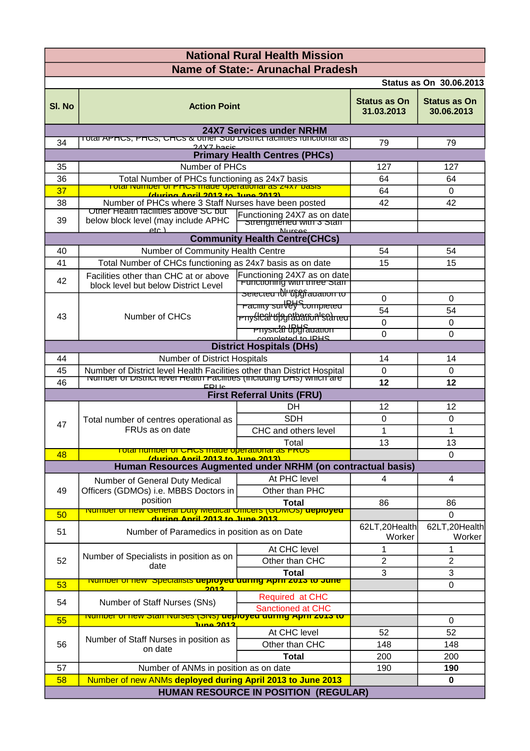# National Rural Health Mission

## Name of State:- Arunachal Pradesh

**Status as On 30.06.2013**

| Sl. No | Action Point | | Status as On 31.03.2013 | Status as On 30.06.2013 |
|---|---|---|---|---|
| | **24X7 Services under NRHM** | | | |
| 34 | Total APHCs, PHCs, CHCs & other Sub District facilities functional as 24X7 basis | | 79 | 79 |
| | **Primary Health Centres (PHCs)** | | | |
| 35 | Number of PHCs | | 127 | 127 |
| 36 | Total Number of PHCs functioning as 24x7 basis | | 64 | 64 |
| 37 | Total Number of PHCs made operational as 24x7 basis (during April 2013 to June 2013) | | 64 | 0 |
| 38 | Number of PHCs where 3 Staff Nurses have been posted | | 42 | 42 |
| 39 | Other Health facilities above SC but below block level (may include APHC etc.) | Functioning 24X7 as on date | | |
| | | Strengthened with 3 Staff Nurses | | |
| | **Community Health Centre(CHCs)** | | | |
| 40 | Number of Community Health Centre | | 54 | 54 |
| 41 | Total Number of CHCs functioning as 24x7 basis as on date | | 15 | 15 |
| 42 | Facilities other than CHC at or above block level but below District Level | Functioning 24X7 as on date | | |
| | | Functioning with three Staff Nurses | | |
| 43 | Number of CHCs | Selected for upgradation to IPHS | 0 | 0 |
| | | Facility survey completed (Include others also) | 54 | 54 |
| | | Physical upgradation started to IPHS | 0 | 0 |
| | | Physical upgradation completed to IPHS | 0 | 0 |
| | **District Hospitals (DHs)** | | | |
| 44 | Number of District Hospitals | | 14 | 14 |
| 45 | Number of District level Health Facilities other than District Hospital | | 0 | 0 |
| 46 | Number of District level Health Facilities (including DHs) which are FRUs | | **12** | **12** |
| | **First Referral Units (FRU)** | | | |
| 47 | Total number of centres operational as FRUs as on date | DH | 12 | 12 |
| | | SDH | 0 | 0 |
| | | CHC and others level | 1 | 1 |
| | | Total | 13 | 13 |
| 48 | Total number of CHCs made operational as FRUs (during April 2013 to June 2013) | | | 0 |
| | **Human Resources Augmented under NRHM (on contractual basis)** | | | |
| 49 | Number of General Duty Medical Officers (GDMOs) i.e. MBBS Doctors in position | At PHC level | 4 | 4 |
| | | Other than PHC | | |
| | | **Total** | 86 | 86 |
| 50 | Number of new General Duty Medical Officers (GDMOs) **deployed during April 2013 to June 2013** | | | 0 |
| 51 | Number of Paramedics in position as on Date | | 62LT,20Health Worker | 62LT,20Health Worker |
| 52 | Number of Specialists in position as on date | At CHC level | 1 | 1 |
| | | Other than CHC | 2 | 2 |
| | | **Total** | 3 | 3 |
| 53 | Number of new Specialists **deployed during April 2013 to June 2013** | | | 0 |
| 54 | Number of Staff Nurses (SNs) | Required at CHC | | |
| | | Sanctioned at CHC | | |
| 55 | Number of new Staff Nurses (SNs) **deployed during April 2013 to June 2013** | | | 0 |
| 56 | Number of Staff Nurses in position as on date | At CHC level | 52 | 52 |
| | | Other than CHC | 148 | 148 |
| | | **Total** | 200 | 200 |
| 57 | Number of ANMs in position as on date | | 190 | **190** |
| 58 | Number of new ANMs **deployed during April 2013 to June 2013** | | | **0** |
| | **HUMAN RESOURCE IN POSITION (REGULAR)** | | | |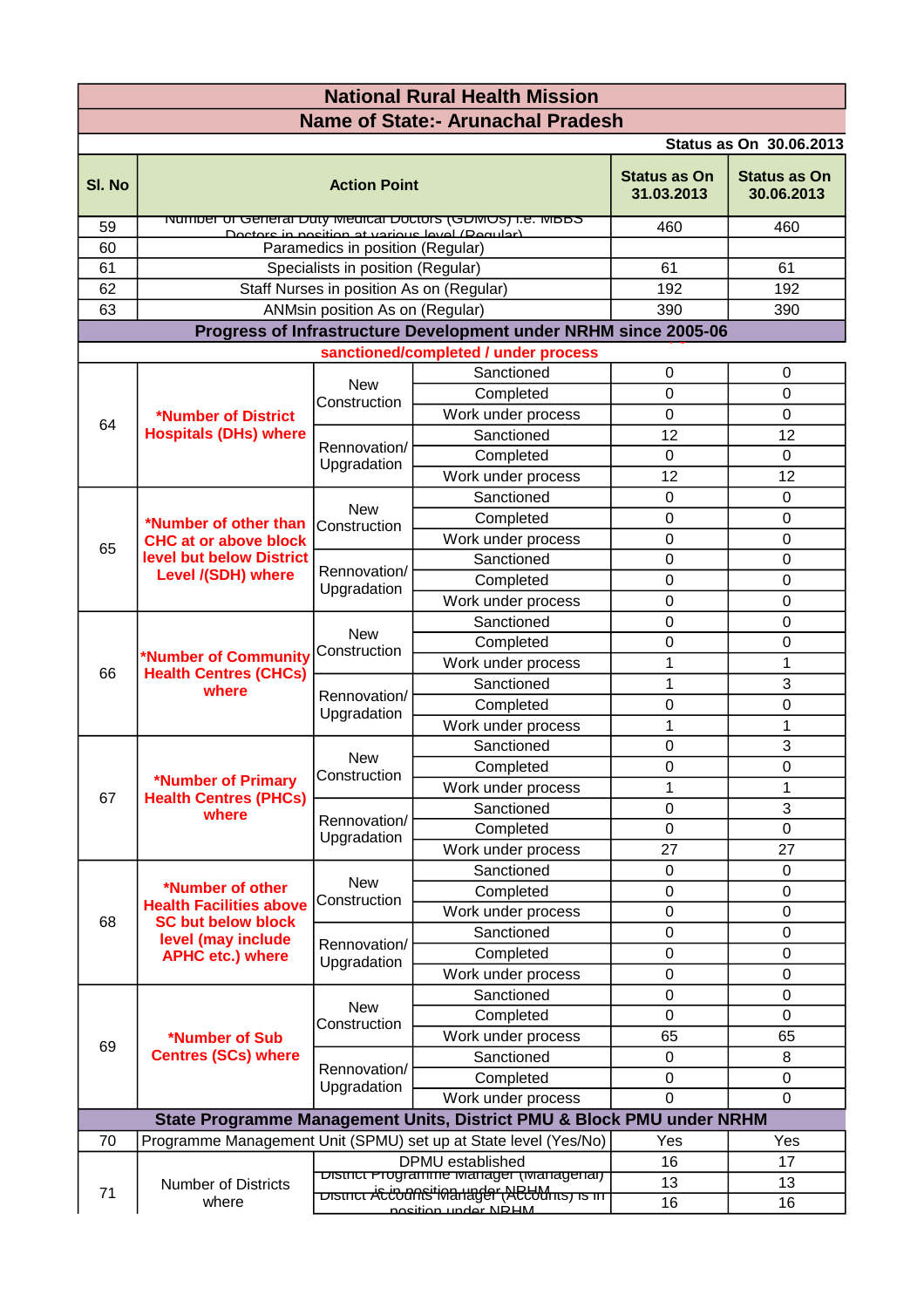# National Rural Health Mission

## Name of State:- Arunachal Pradesh

**Status as On 30.06.2013**

| Sl. No | Action Point | | | Status as On 31.03.2013 | Status as On 30.06.2013 |
|---|---|---|---|---|---|
| 59 | Number of General Duty Medical Doctors (GDMOs) i.e. MBBS Doctors in position at various level (Regular) | | | 460 | 460 |
| 60 | Paramedics in position (Regular) | | | | |
| 61 | Specialists in position (Regular) | | | 61 | 61 |
| 62 | Staff Nurses in position As on (Regular) | | | 192 | 192 |
| 63 | ANMsin position As on (Regular) | | | 390 | 390 |
| **Progress of Infrastructure Development under NRHM since 2005-06** | | | | | |
| **sanctioned/completed / under process** | | | | | |
| 64 | *Number of District Hospitals (DHs) where | New Construction | Sanctioned | 0 | 0 |
| | | | Completed | 0 | 0 |
| | | | Work under process | 0 | 0 |
| | | Rennovation/ Upgradation | Sanctioned | 12 | 12 |
| | | | Completed | 0 | 0 |
| | | | Work under process | 12 | 12 |
| 65 | *Number of other than CHC at or above block level but below District Level /(SDH) where | New Construction | Sanctioned | 0 | 0 |
| | | | Completed | 0 | 0 |
| | | | Work under process | 0 | 0 |
| | | Rennovation/ Upgradation | Sanctioned | 0 | 0 |
| | | | Completed | 0 | 0 |
| | | | Work under process | 0 | 0 |
| 66 | *Number of Community Health Centres (CHCs) where | New Construction | Sanctioned | 0 | 0 |
| | | | Completed | 0 | 0 |
| | | | Work under process | 1 | 1 |
| | | Rennovation/ Upgradation | Sanctioned | 1 | 3 |
| | | | Completed | 0 | 0 |
| | | | Work under process | 1 | 1 |
| 67 | *Number of Primary Health Centres (PHCs) where | New Construction | Sanctioned | 0 | 3 |
| | | | Completed | 0 | 0 |
| | | | Work under process | 1 | 1 |
| | | Rennovation/ Upgradation | Sanctioned | 0 | 3 |
| | | | Completed | 0 | 0 |
| | | | Work under process | 27 | 27 |
| 68 | *Number of other Health Facilities above SC but below block level (may include APHC etc.) where | New Construction | Sanctioned | 0 | 0 |
| | | | Completed | 0 | 0 |
| | | | Work under process | 0 | 0 |
| | | Rennovation/ Upgradation | Sanctioned | 0 | 0 |
| | | | Completed | 0 | 0 |
| | | | Work under process | 0 | 0 |
| 69 | *Number of Sub Centres (SCs) where | New Construction | Sanctioned | 0 | 0 |
| | | | Completed | 0 | 0 |
| | | | Work under process | 65 | 65 |
| | | Rennovation/ Upgradation | Sanctioned | 0 | 8 |
| | | | Completed | 0 | 0 |
| | | | Work under process | 0 | 0 |
| **State Programme Management Units, District PMU & Block PMU under NRHM** | | | | | |
| 70 | Programme Management Unit (SPMU) set up at State level (Yes/No) | | | Yes | Yes |
| 71 | Number of Districts where | DPMU established | | 16 | 17 |
| | | District Programme Manager (Managerial) is in position under NRHM | | 13 | 13 |
| | | District Accounts Manager (Accounts) is in position under NRHM | | 16 | 16 |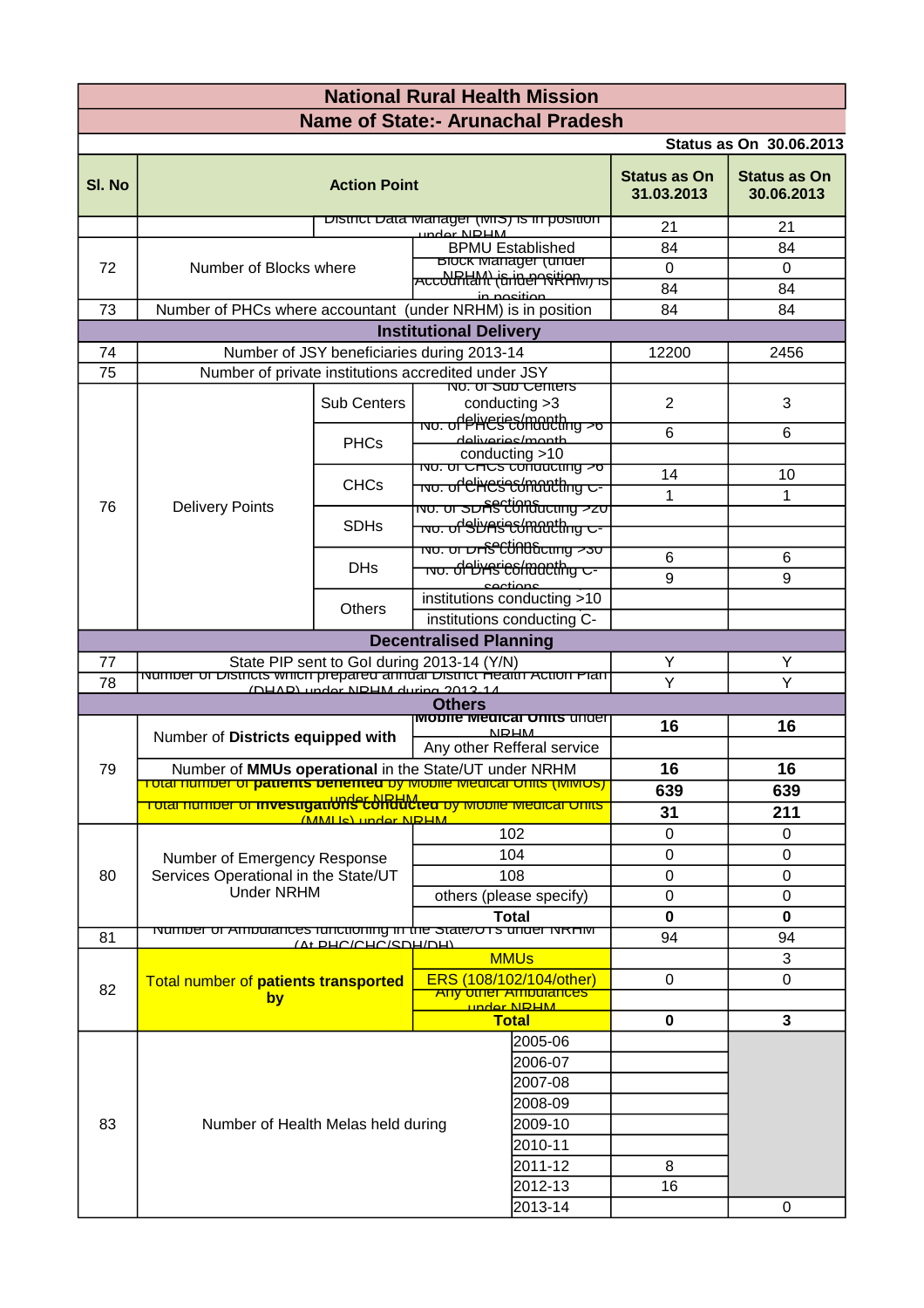# National Rural Health Mission

## Name of State:- Arunachal Pradesh

**Status as On 30.06.2013**

| Sl. No | Action Point | | | Status as On 31.03.2013 | Status as On 30.06.2013 |
|---|---|---|---|---|---|
| | | District Data Manager (MIS) is in position under NRHM | | 21 | 21 |
| 72 | Number of Blocks where | | BPMU Established | 84 | 84 |
| | | | Block Manager (under NRHM) is in position | 0 | 0 |
| | | | Accountant (under NRHM) is in position | 84 | 84 |
| 73 | Number of PHCs where accountant (under NRHM) is in position | | | 84 | 84 |
| **Institutional Delivery** | | | | | |
| 74 | Number of JSY beneficiaries during 2013-14 | | | 12200 | 2456 |
| 75 | Number of private institutions accredited under JSY | | | | |
| 76 | Delivery Points | Sub Centers | No. of Sub Centers conducting >3 deliveries/month | 2 | 3 |
| | | PHCs | No. of PHCs conducting >6 deliveries/month | 6 | 6 |
| | | | conducting >10 | | |
| | | CHCs | No. of CHCs conducting >6 deliveries/month | 14 | 10 |
| | | | No. of CHCs conducting C-sections | 1 | 1 |
| | | SDHs | No. of SDHs conducting >20 deliveries/month | | |
| | | | No. of SDHs conducting C-sections | | |
| | | DHs | No. of DHs conducting >30 deliveries/month | 6 | 6 |
| | | | No. of DHs conducting C-sections | 9 | 9 |
| | | Others | institutions conducting >10 | | |
| | | | institutions conducting C- | | |
| **Decentralised Planning** | | | | | |
| 77 | State PIP sent to GoI during 2013-14 (Y/N) | | | Y | Y |
| 78 | Number of Districts which prepared annual District Health Action Plan (DHAP) under NRHM during 2013-14 | | | Y | Y |
| **Others** | | | | | |
| 79 | Number of Districts equipped with | | Mobile Medical Units under NRHM | **16** | **16** |
| | | | Any other Refferal service | | |
| | Number of **MMUs operational** in the State/UT under NRHM | | | **16** | **16** |
| | Total number of **patients benefited** by Mobile Medical Units (MMUs) under NRHM | | | **639** | **639** |
| | Total number of **investigations conducted** by Mobile Medical Units (MMUs) under NRHM | | | **31** | **211** |
| 80 | Number of Emergency Response Services Operational in the State/UT Under NRHM | | 102 | 0 | 0 |
| | | | 104 | 0 | 0 |
| | | | 108 | 0 | 0 |
| | | | others (please specify) | 0 | 0 |
| | | | **Total** | **0** | **0** |
| 81 | Number of Ambulances functioning in the State/UTs under NRHM (At PHC/CHC/SDH/DH) | | | 94 | 94 |
| 82 | Total number of **patients transported by** | | MMUs | | 3 |
| | | | ERS (108/102/104/other) | 0 | 0 |
| | | | Any other Ambulances under NRHM | | |
| | | | **Total** | **0** | **3** |
| 83 | Number of Health Melas held during | | 2005-06 | | |
| | | | 2006-07 | | |
| | | | 2007-08 | | |
| | | | 2008-09 | | |
| | | | 2009-10 | | |
| | | | 2010-11 | | |
| | | | 2011-12 | 8 | |
| | | | 2012-13 | 16 | |
| | | | 2013-14 | | 0 |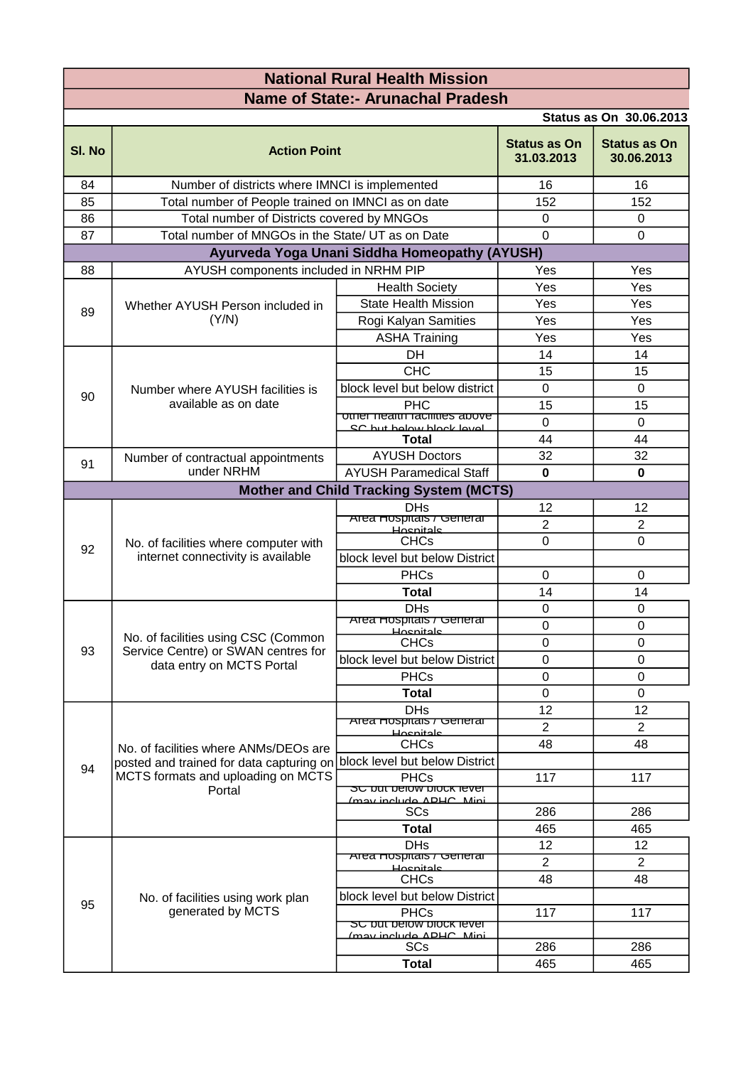# National Rural Health Mission

## Name of State:- Arunachal Pradesh

**Status as On 30.06.2013**

| Sl. No | Action Point | | Status as On 31.03.2013 | Status as On 30.06.2013 |
|---|---|---|---|---|
| 84 | Number of districts where IMNCI is implemented | | 16 | 16 |
| 85 | Total number of People trained on IMNCI as on date | | 152 | 152 |
| 86 | Total number of Districts covered by MNGOs | | 0 | 0 |
| 87 | Total number of MNGOs in the State/ UT as on Date | | 0 | 0 |
| **Ayurveda Yoga Unani Siddha Homeopathy (AYUSH)** | | | | |
| 88 | AYUSH components included in NRHM PIP | | Yes | Yes |
| 89 | Whether AYUSH Person included in (Y/N) | Health Society | Yes | Yes |
| | | State Health Mission | Yes | Yes |
| | | Rogi Kalyan Samities | Yes | Yes |
| | | ASHA Training | Yes | Yes |
| 90 | Number where AYUSH facilities is available as on date | DH | 14 | 14 |
| | | CHC | 15 | 15 |
| | | block level but below district | 0 | 0 |
| | | PHC | 15 | 15 |
| | | other health facilities above SC but below block level | 0 | 0 |
| | | **Total** | 44 | 44 |
| 91 | Number of contractual appointments under NRHM | AYUSH Doctors | 32 | 32 |
| | | AYUSH Paramedical Staff | **0** | **0** |
| **Mother and Child Tracking System (MCTS)** | | | | |
| 92 | No. of facilities where computer with internet connectivity is available | DHs | 12 | 12 |
| | | Area Hospitals / General Hospitals | 2 | 2 |
| | | CHCs | 0 | 0 |
| | | block level but below District | | |
| | | PHCs | 0 | 0 |
| | | **Total** | 14 | 14 |
| 93 | No. of facilities using CSC (Common Service Centre) or SWAN centres for data entry on MCTS Portal | DHs | 0 | 0 |
| | | Area Hospitals / General Hospitals | 0 | 0 |
| | | CHCs | 0 | 0 |
| | | block level but below District | 0 | 0 |
| | | PHCs | 0 | 0 |
| | | **Total** | 0 | 0 |
| 94 | No. of facilities where ANMs/DEOs are posted and trained for data capturing on MCTS formats and uploading on MCTS Portal | DHs | 12 | 12 |
| | | Area Hospitals / General Hospitals | 2 | 2 |
| | | CHCs | 48 | 48 |
| | | block level but below District | | |
| | | PHCs | 117 | 117 |
| | | SC but below block level (may include APHC, Mini... | | |
| | | SCs | 286 | 286 |
| | | **Total** | 465 | 465 |
| 95 | No. of facilities using work plan generated by MCTS | DHs | 12 | 12 |
| | | Area Hospitals / General Hospitals | 2 | 2 |
| | | CHCs | 48 | 48 |
| | | block level but below District | | |
| | | PHCs | 117 | 117 |
| | | SC but below block level (may include APHC, Mini... | | |
| | | SCs | 286 | 286 |
| | | **Total** | 465 | 465 |